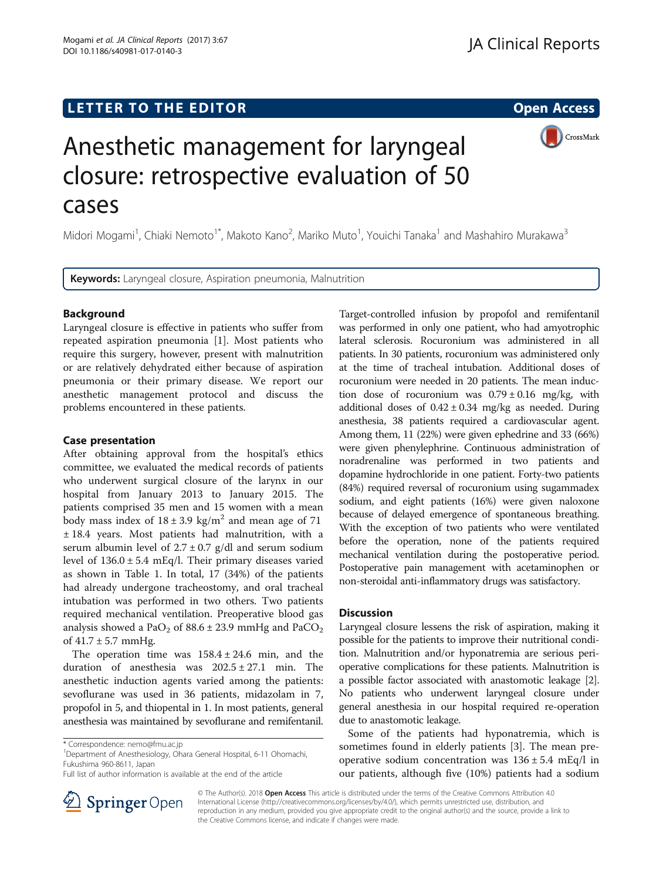LETTER TO THE EDITOR

Open Access

# Anesthetic management for laryngeal closure: retrospective evaluation of 50 cases

Midori Mogami[1], Chiaki Nemoto[1*], Makoto Kano[2], Mariko Muto[1], Youichi Tanaka[1] and Mashahiro Murakawa[3]

**Keywords:** Laryngeal closure, Aspiration pneumonia, Malnutrition

## Background

Laryngeal closure is effective in patients who suffer from repeated aspiration pneumonia [1]. Most patients who require this surgery, however, present with malnutrition or are relatively dehydrated either because of aspiration pneumonia or their primary disease. We report our anesthetic management protocol and discuss the problems encountered in these patients.

## Case presentation

After obtaining approval from the hospital's ethics committee, we evaluated the medical records of patients who underwent surgical closure of the larynx in our hospital from January 2013 to January 2015. The patients comprised 35 men and 15 women with a mean body mass index of $18 \pm 3.9$ kg/m$^2$ and mean age of 71 ± 18.4 years. Most patients had malnutrition, with a serum albumin level of $2.7 \pm 0.7$ g/dl and serum sodium level of $136.0 \pm 5.4$ mEq/l. Their primary diseases varied as shown in Table 1. In total, 17 (34%) of the patients had already undergone tracheostomy, and oral tracheal intubation was performed in two others. Two patients required mechanical ventilation. Preoperative blood gas analysis showed a $PaO_2$ of $88.6 \pm 23.9$ mmHg and $PaCO_2$ of $41.7 \pm 5.7$ mmHg.

The operation time was $158.4 \pm 24.6$ min, and the duration of anesthesia was $202.5 \pm 27.1$ min. The anesthetic induction agents varied among the patients: sevoflurane was used in 36 patients, midazolam in 7, propofol in 5, and thiopental in 1. In most patients, general anesthesia was maintained by sevoflurane and remifentanil. Target-controlled infusion by propofol and remifentanil was performed in only one patient, who had amyotrophic lateral sclerosis. Rocuronium was administered in all patients. In 30 patients, rocuronium was administered only at the time of tracheal intubation. Additional doses of rocuronium were needed in 20 patients. The mean induction dose of rocuronium was $0.79 \pm 0.16$ mg/kg, with additional doses of $0.42 \pm 0.34$ mg/kg as needed. During anesthesia, 38 patients required a cardiovascular agent. Among them, 11 (22%) were given ephedrine and 33 (66%) were given phenylephrine. Continuous administration of noradrenaline was performed in two patients and dopamine hydrochloride in one patient. Forty-two patients (84%) required reversal of rocuronium using sugammadex sodium, and eight patients (16%) were given naloxone because of delayed emergence of spontaneous breathing. With the exception of two patients who were ventilated before the operation, none of the patients required mechanical ventilation during the postoperative period. Postoperative pain management with acetaminophen or non-steroidal anti-inflammatory drugs was satisfactory.

## Discussion

Laryngeal closure lessens the risk of aspiration, making it possible for the patients to improve their nutritional condition. Malnutrition and/or hyponatremia are serious perioperative complications for these patients. Malnutrition is a possible factor associated with anastomotic leakage [2]. No patients who underwent laryngeal closure under general anesthesia in our hospital required re-operation due to anastomotic leakage.

Some of the patients had hyponatremia, which is sometimes found in elderly patients [3]. The mean preoperative sodium concentration was $136 \pm 5.4$ mEq/l in our patients, although five (10%) patients had a sodium

\* Correspondence: nemo@fmu.ac.jp
[1]Department of Anesthesiology, Ohara General Hospital, 6-11 Ohomachi, Fukushima 960-8611, Japan
Full list of author information is available at the end of the article

© The Author(s). 2018 **Open Access** This article is distributed under the terms of the Creative Commons Attribution 4.0 International License (http://creativecommons.org/licenses/by/4.0/), which permits unrestricted use, distribution, and reproduction in any medium, provided you give appropriate credit to the original author(s) and the source, provide a link to the Creative Commons license, and indicate if changes were made.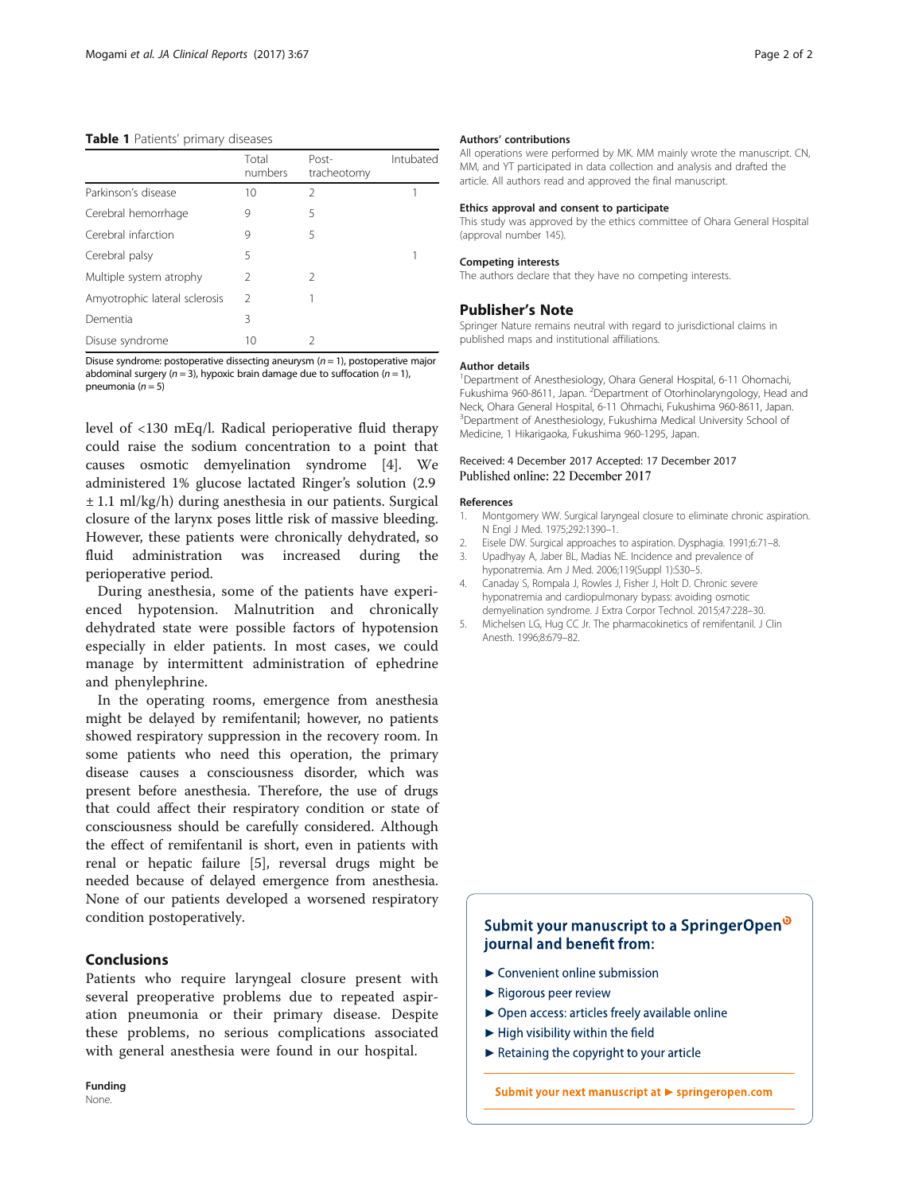**Table 1** Patients' primary diseases

| | Total numbers | Post-tracheotomy | Intubated |
|---|---|---|---|
| Parkinson's disease | 10 | 2 | 1 |
| Cerebral hemorrhage | 9 | 5 | |
| Cerebral infarction | 9 | 5 | |
| Cerebral palsy | 5 | | 1 |
| Multiple system atrophy | 2 | 2 | |
| Amyotrophic lateral sclerosis | 2 | 1 | |
| Dementia | 3 | | |
| Disuse syndrome | 10 | 2 | |

Disuse syndrome: postoperative dissecting aneurysm ($n = 1$), postoperative major abdominal surgery ($n = 3$), hypoxic brain damage due to suffocation ($n = 1$), pneumonia ($n = 5$)

level of <130 mEq/l. Radical perioperative fluid therapy could raise the sodium concentration to a point that causes osmotic demyelination syndrome [4]. We administered 1% glucose lactated Ringer's solution (2.9 ± 1.1 ml/kg/h) during anesthesia in our patients. Surgical closure of the larynx poses little risk of massive bleeding. However, these patients were chronically dehydrated, so fluid administration was increased during the perioperative period.

During anesthesia, some of the patients have experienced hypotension. Malnutrition and chronically dehydrated state were possible factors of hypotension especially in elder patients. In most cases, we could manage by intermittent administration of ephedrine and phenylephrine.

In the operating rooms, emergence from anesthesia might be delayed by remifentanil; however, no patients showed respiratory suppression in the recovery room. In some patients who need this operation, the primary disease causes a consciousness disorder, which was present before anesthesia. Therefore, the use of drugs that could affect their respiratory condition or state of consciousness should be carefully considered. Although the effect of remifentanil is short, even in patients with renal or hepatic failure [5], reversal drugs might be needed because of delayed emergence from anesthesia. None of our patients developed a worsened respiratory condition postoperatively.

## Conclusions

Patients who require laryngeal closure present with several preoperative problems due to repeated aspiration pneumonia or their primary disease. Despite these problems, no serious complications associated with general anesthesia were found in our hospital.

**Funding**

None.

**Authors' contributions**

All operations were performed by MK. MM mainly wrote the manuscript. CN, MM, and YT participated in data collection and analysis and drafted the article. All authors read and approved the final manuscript.

**Ethics approval and consent to participate**

This study was approved by the ethics committee of Ohara General Hospital (approval number 145).

**Competing interests**

The authors declare that they have no competing interests.

## Publisher's Note

Springer Nature remains neutral with regard to jurisdictional claims in published maps and institutional affiliations.

**Author details**

[1]Department of Anesthesiology, Ohara General Hospital, 6-11 Ohomachi, Fukushima 960-8611, Japan. [2]Department of Otorhinolaryngology, Head and Neck, Ohara General Hospital, 6-11 Ohmachi, Fukushima 960-8611, Japan. [3]Department of Anesthesiology, Fukushima Medical University School of Medicine, 1 Hikarigaoka, Fukushima 960-1295, Japan.

Received: 4 December 2017 Accepted: 17 December 2017
Published online: 22 December 2017

**References**

1. Montgomery WW. Surgical laryngeal closure to eliminate chronic aspiration. N Engl J Med. 1975;292:1390–1.
2. Eisele DW. Surgical approaches to aspiration. Dysphagia. 1991;6:71–8.
3. Upadhyay A, Jaber BL, Madias NE. Incidence and prevalence of hyponatremia. Am J Med. 2006;119(Suppl 1):S30–5.
4. Canaday S, Rompala J, Rowles J, Fisher J, Holt D. Chronic severe hyponatremia and cardiopulmonary bypass: avoiding osmotic demyelination syndrome. J Extra Corpor Technol. 2015;47:228–30.
5. Michelsen LG, Hug CC Jr. The pharmacokinetics of remifentanil. J Clin Anesth. 1996;8:679–82.

**Submit your manuscript to a SpringerOpen journal and benefit from:**

- ► Convenient online submission
- ► Rigorous peer review
- ► Open access: articles freely available online
- ► High visibility within the field
- ► Retaining the copyright to your article

Submit your next manuscript at ► springeropen.com